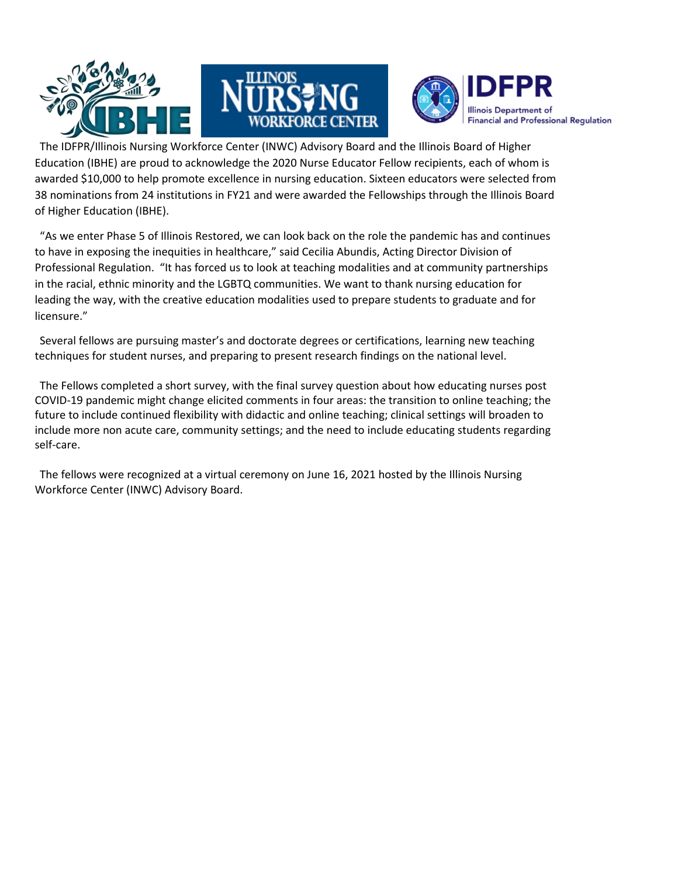The IDFPR/Illinois Nursing Workforce Center (INWC) Advisory Board and the Illinois Board of Higher Education (IBHE) are proud to acknowledge the 2020 Nurse Educator Fellow recipients, each of whom is awarded $10,000 to help promote excellence in nursing education. Sixteen educators were selected from 38 nominations from 24 institutions in FY21 and were awarded the Fellowships through the Illinois Board of Higher Education (IBHE).

"As we enter Phase 5 of Illinois Restored, we can look back on the role the pandemic has and continues to have in exposing the inequities in healthcare," said Cecilia Abundis, Acting Director Division of Professional Regulation. "It has forced us to look at teaching modalities and at community partnerships in the racial, ethnic minority and the LGBTQ communities. We want to thank nursing education for leading the way, with the creative education modalities used to prepare students to graduate and for licensure."

Several fellows are pursuing master's and doctorate degrees or certifications, learning new teaching techniques for student nurses, and preparing to present research findings on the national level.

The Fellows completed a short survey, with the final survey question about how educating nurses post COVID-19 pandemic might change elicited comments in four areas: the transition to online teaching; the future to include continued flexibility with didactic and online teaching; clinical settings will broaden to include more non acute care, community settings; and the need to include educating students regarding self-care.

The fellows were recognized at a virtual ceremony on June 16, 2021 hosted by the Illinois Nursing Workforce Center (INWC) Advisory Board.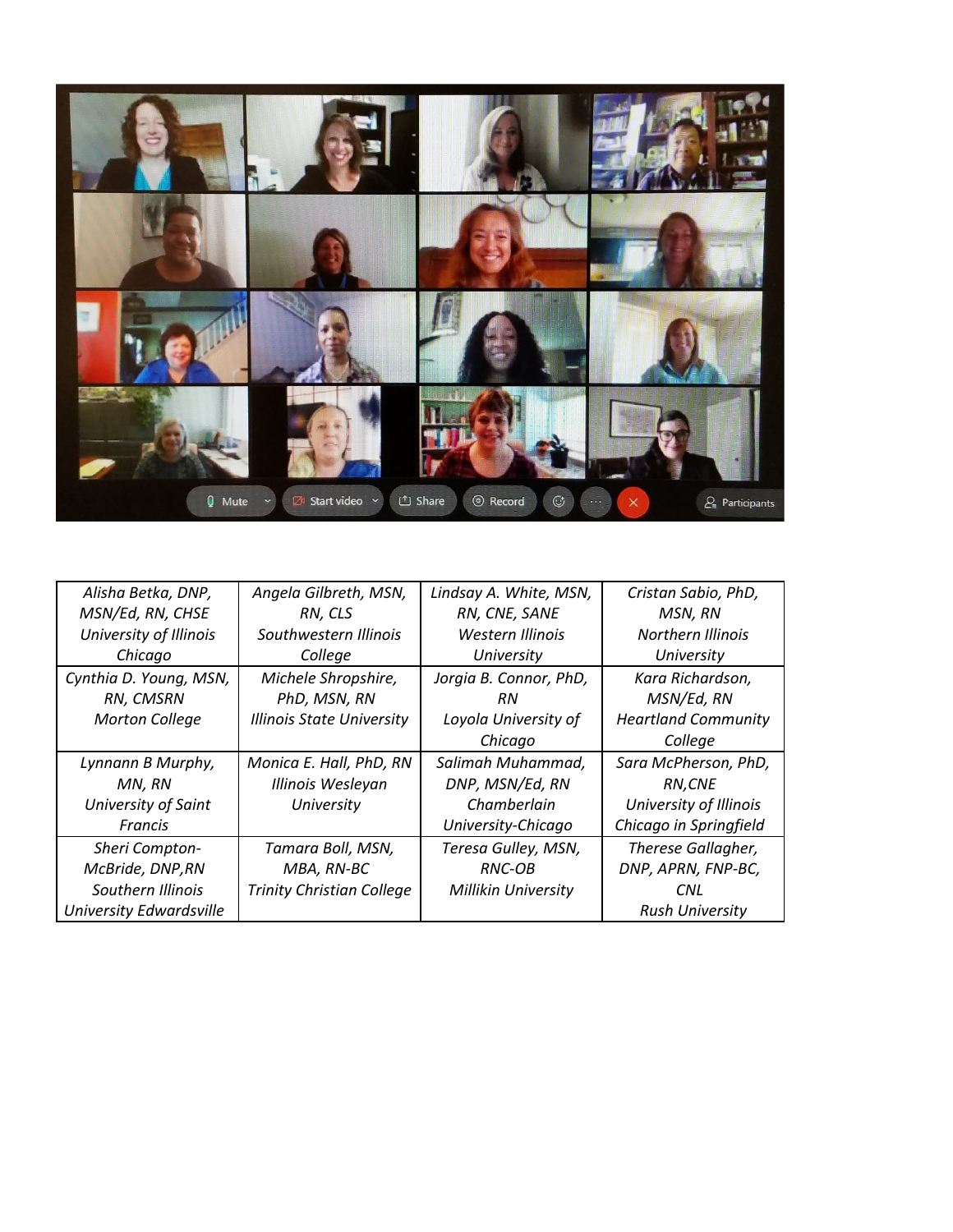| | | | |
|---|---|---|---|
| *Alisha Betka, DNP, MSN/Ed, RN, CHSE University of Illinois Chicago* | *Angela Gilbreth, MSN, RN, CLS Southwestern Illinois College* | *Lindsay A. White, MSN, RN, CNE, SANE Western Illinois University* | *Cristan Sabio, PhD, MSN, RN Northern Illinois University* |
| *Cynthia D. Young, MSN, RN, CMSRN Morton College* | *Michele Shropshire, PhD, MSN, RN Illinois State University* | *Jorgia B. Connor, PhD, RN Loyola University of Chicago* | *Kara Richardson, MSN/Ed, RN Heartland Community College* |
| *Lynnann B Murphy, MN, RN University of Saint Francis* | *Monica E. Hall, PhD, RN Illinois Wesleyan University* | *Salimah Muhammad, DNP, MSN/Ed, RN Chamberlain University-Chicago* | *Sara McPherson, PhD, RN,CNE University of Illinois Chicago in Springfield* |
| *Sheri Compton-McBride, DNP,RN Southern Illinois University Edwardsville* | *Tamara Boll, MSN, MBA, RN-BC Trinity Christian College* | *Teresa Gulley, MSN, RNC-OB Millikin University* | *Therese Gallagher, DNP, APRN, FNP-BC, CNL Rush University* |